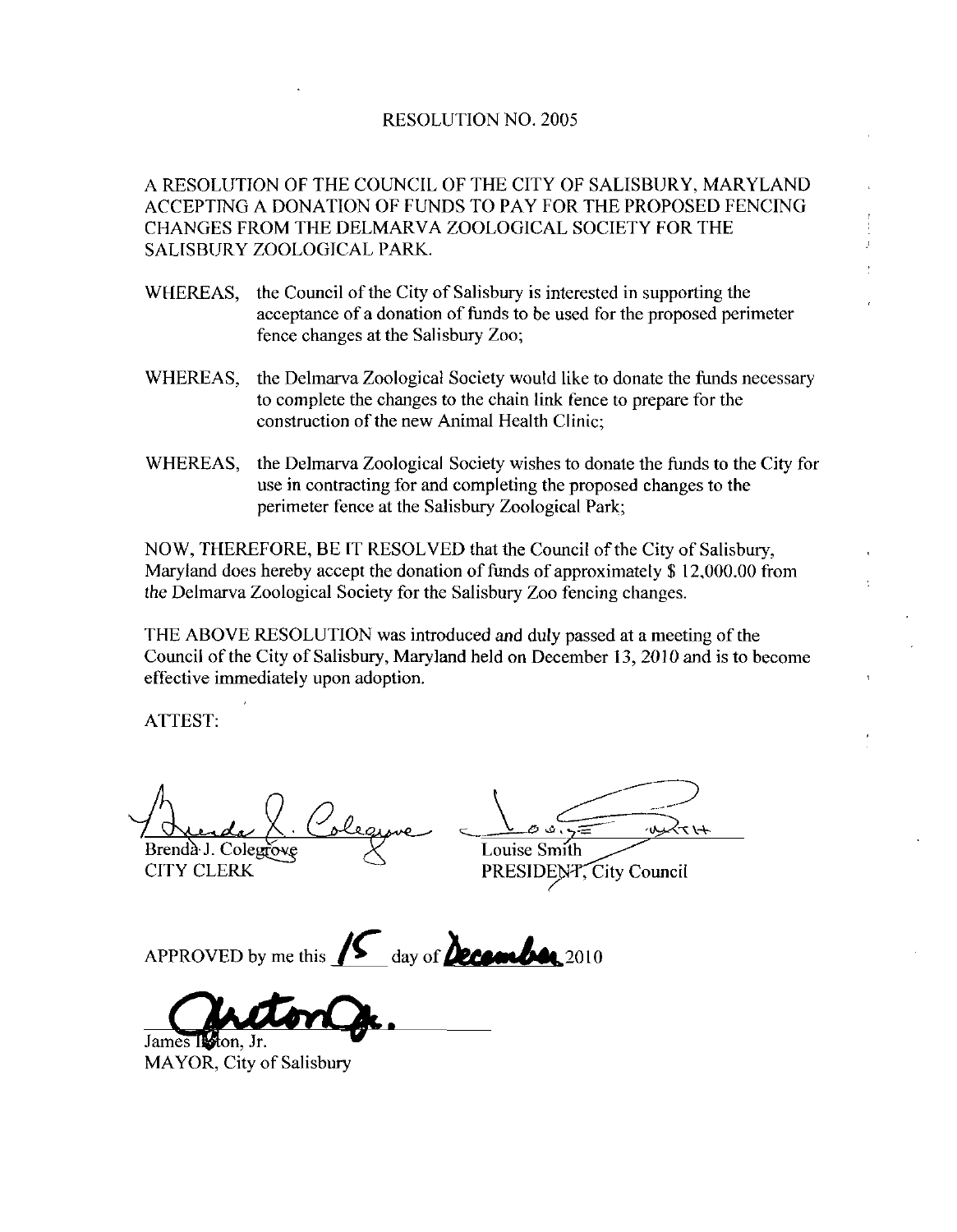RESOLUTION NO. 2005

A RESOLUTION OF THE COUNCIL OF THE CITY OF SALISBURY, MARYLAND ACCEPTING A DONATION OF FUNDS TO PAY FOR THE PROPOSED FENCING CHANGES FROM THE DELMARVA ZOOLOGICAL SOCIETY FOR THE SALISBURY ZOOLOGICAL PARK.

WHEREAS, the Council of the City of Salisbury is interested in supporting the acceptance of a donation of funds to be used for the proposed perimeter fence changes at the Salisbury Zoo;

WHEREAS, the Delmarva Zoological Society would like to donate the funds necessary to complete the changes to the chain link fence to prepare for the construction of the new Animal Health Clinic;

WHEREAS, the Delmarva Zoological Society wishes to donate the funds to the City for use in contracting for and completing the proposed changes to the perimeter fence at the Salisbury Zoological Park;

NOW, THEREFORE, BE IT RESOLVED that the Council of the City of Salisbury, Maryland does hereby accept the donation of funds of approximately $ 12,000.00 from the Delmarva Zoological Society for the Salisbury Zoo fencing changes.

THE ABOVE RESOLUTION was introduced and duly passed at a meeting of the Council of the City of Salisbury, Maryland held on December 13, 2010 and is to become effective immediately upon adoption.

ATTEST:

Brenda J. Colegrove
CITY CLERK

Louise Smith
PRESIDENT, City Council

APPROVED by me this 15 day of December 2010

James Ireton, Jr.
MAYOR, City of Salisbury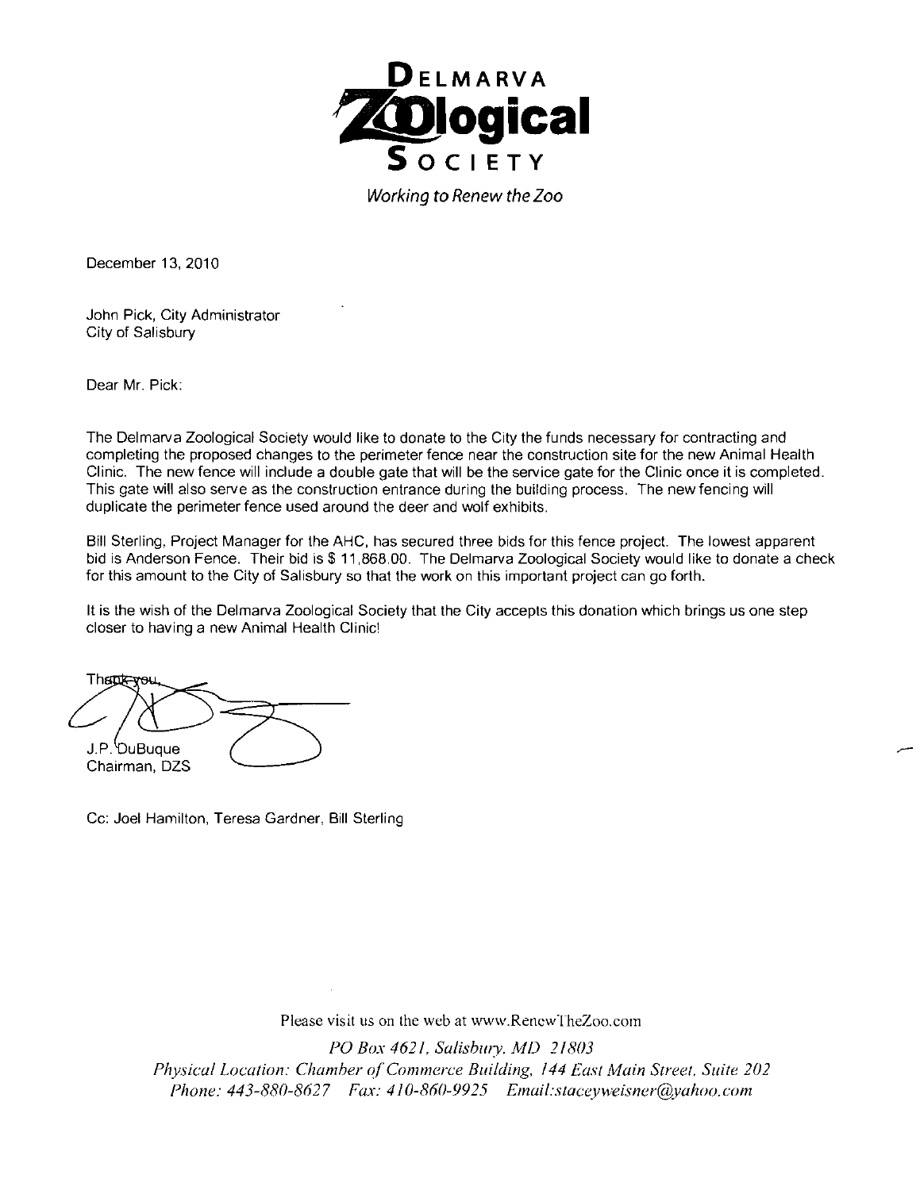# DELMARVA Zoological SOCIETY

*Working to Renew the Zoo*

December 13, 2010

John Pick, City Administrator
City of Salisbury

Dear Mr. Pick:

The Delmarva Zoological Society would like to donate to the City the funds necessary for contracting and completing the proposed changes to the perimeter fence near the construction site for the new Animal Health Clinic. The new fence will include a double gate that will be the service gate for the Clinic once it is completed. This gate will also serve as the construction entrance during the building process. The new fencing will duplicate the perimeter fence used around the deer and wolf exhibits.

Bill Sterling, Project Manager for the AHC, has secured three bids for this fence project. The lowest apparent bid is Anderson Fence. Their bid is $ 11,868.00. The Delmarva Zoological Society would like to donate a check for this amount to the City of Salisbury so that the work on this important project can go forth.

It is the wish of the Delmarva Zoological Society that the City accepts this donation which brings us one step closer to having a new Animal Health Clinic!

Thank you,

J.P. DuBuque
Chairman, DZS

Cc: Joel Hamilton, Teresa Gardner, Bill Sterling

Please visit us on the web at www.RenewTheZoo.com

*PO Box 4621, Salisbury, MD 21803*
*Physical Location: Chamber of Commerce Building, 144 East Main Street, Suite 202*
*Phone: 443-880-8627 Fax: 410-860-9925 Email:staceyweisner@yahoo.com*